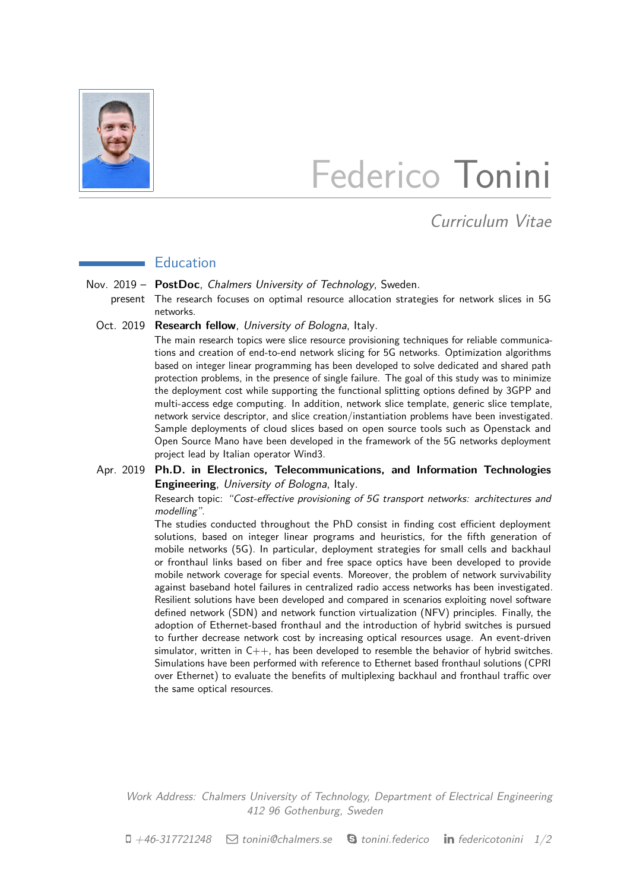# Federico Tonini

*Curriculum Vitae*

## Education

**Nov. 2019 – present** — **PostDoc**, *Chalmers University of Technology*, Sweden.
The research focuses on optimal resource allocation strategies for network slices in 5G networks.

**Oct. 2019** — **Research fellow**, *University of Bologna*, Italy.
The main research topics were slice resource provisioning techniques for reliable communications and creation of end-to-end network slicing for 5G networks. Optimization algorithms based on integer linear programming has been developed to solve dedicated and shared path protection problems, in the presence of single failure. The goal of this study was to minimize the deployment cost while supporting the functional splitting options defined by 3GPP and multi-access edge computing. In addition, network slice template, generic slice template, network service descriptor, and slice creation/instantiation problems have been investigated. Sample deployments of cloud slices based on open source tools such as Openstack and Open Source Mano have been developed in the framework of the 5G networks deployment project lead by Italian operator Wind3.

**Apr. 2019** — **Ph.D. in Electronics, Telecommunications, and Information Technologies Engineering**, *University of Bologna*, Italy.
Research topic: *"Cost-effective provisioning of 5G transport networks: architectures and modelling"*.
The studies conducted throughout the PhD consist in finding cost efficient deployment solutions, based on integer linear programs and heuristics, for the fifth generation of mobile networks (5G). In particular, deployment strategies for small cells and backhaul or fronthaul links based on fiber and free space optics have been developed to provide mobile network coverage for special events. Moreover, the problem of network survivability against baseband hotel failures in centralized radio access networks has been investigated. Resilient solutions have been developed and compared in scenarios exploiting novel software defined network (SDN) and network function virtualization (NFV) principles. Finally, the adoption of Ethernet-based fronthaul and the introduction of hybrid switches is pursued to further decrease network cost by increasing optical resources usage. An event-driven simulator, written in C++, has been developed to resemble the behavior of hybrid switches. Simulations have been performed with reference to Ethernet based fronthaul solutions (CPRI over Ethernet) to evaluate the benefits of multiplexing backhaul and fronthaul traffic over the same optical resources.

*Work Address: Chalmers University of Technology, Department of Electrical Engineering*
*412 96 Gothenburg, Sweden*

+46-317721248 • tonini@chalmers.se • tonini.federico • federicotonini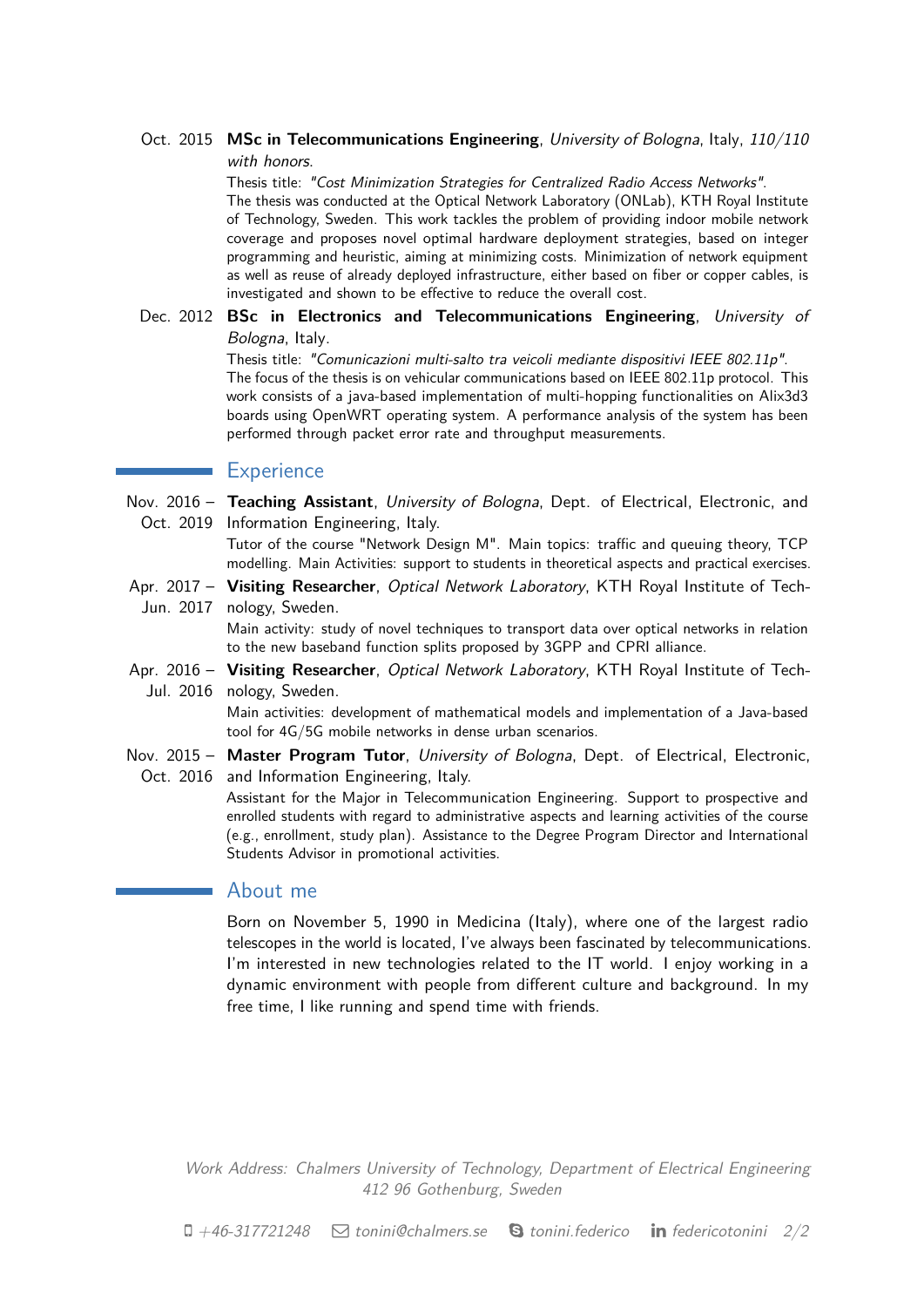Oct. 2015 **MSc in Telecommunications Engineering**, *University of Bologna*, Italy, *110/110 with honors*.

Thesis title: *"Cost Minimization Strategies for Centralized Radio Access Networks"*.
The thesis was conducted at the Optical Network Laboratory (ONLab), KTH Royal Institute of Technology, Sweden. This work tackles the problem of providing indoor mobile network coverage and proposes novel optimal hardware deployment strategies, based on integer programming and heuristic, aiming at minimizing costs. Minimization of network equipment as well as reuse of already deployed infrastructure, either based on fiber or copper cables, is investigated and shown to be effective to reduce the overall cost.

Dec. 2012 **BSc in Electronics and Telecommunications Engineering**, *University of Bologna*, Italy.

Thesis title: *"Comunicazioni multi-salto tra veicoli mediante dispositivi IEEE 802.11p"*.
The focus of the thesis is on vehicular communications based on IEEE 802.11p protocol. This work consists of a java-based implementation of multi-hopping functionalities on Alix3d3 boards using OpenWRT operating system. A performance analysis of the system has been performed through packet error rate and throughput measurements.

## Experience

Nov. 2016 – Oct. 2019 **Teaching Assistant**, *University of Bologna*, Dept. of Electrical, Electronic, and Information Engineering, Italy.

Tutor of the course "Network Design M". Main topics: traffic and queuing theory, TCP modelling. Main Activities: support to students in theoretical aspects and practical exercises.

Apr. 2017 – Jun. 2017 **Visiting Researcher**, *Optical Network Laboratory*, KTH Royal Institute of Technology, Sweden.

Main activity: study of novel techniques to transport data over optical networks in relation to the new baseband function splits proposed by 3GPP and CPRI alliance.

Apr. 2016 – Jul. 2016 **Visiting Researcher**, *Optical Network Laboratory*, KTH Royal Institute of Technology, Sweden.

Main activities: development of mathematical models and implementation of a Java-based tool for 4G/5G mobile networks in dense urban scenarios.

Nov. 2015 – Oct. 2016 **Master Program Tutor**, *University of Bologna*, Dept. of Electrical, Electronic, and Information Engineering, Italy.

Assistant for the Major in Telecommunication Engineering. Support to prospective and enrolled students with regard to administrative aspects and learning activities of the course (e.g., enrollment, study plan). Assistance to the Degree Program Director and International Students Advisor in promotional activities.

## About me

Born on November 5, 1990 in Medicina (Italy), where one of the largest radio telescopes in the world is located, I've always been fascinated by telecommunications. I'm interested in new technologies related to the IT world. I enjoy working in a dynamic environment with people from different culture and background. In my free time, I like running and spend time with friends.

*Work Address: Chalmers University of Technology, Department of Electrical Engineering*
*412 96 Gothenburg, Sweden*

*+46-317721248* *tonini@chalmers.se* *tonini.federico* *federicotonini*